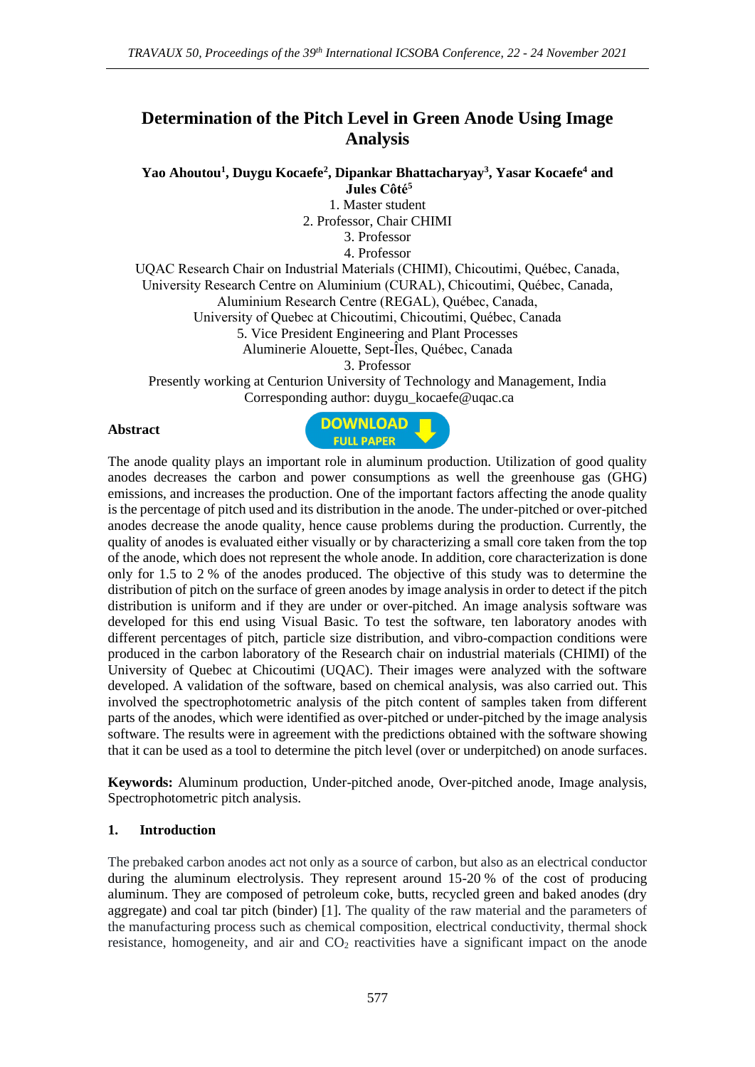# Determination of the Pitch Level in Green Anode Using Image Analysis

**Yao Ahoutou[1], Duygu Kocaefe[2], Dipankar Bhattacharyay[3], Yasar Kocaefe[4] and Jules Côté[5]**

1. Master student
2. Professor, Chair CHIMI
3. Professor
4. Professor

UQAC Research Chair on Industrial Materials (CHIMI), Chicoutimi, Québec, Canada,
University Research Centre on Aluminium (CURAL), Chicoutimi, Québec, Canada,
Aluminium Research Centre (REGAL), Québec, Canada,
University of Quebec at Chicoutimi, Chicoutimi, Québec, Canada

5. Vice President Engineering and Plant Processes
Aluminerie Alouette, Sept-Îles, Québec, Canada

3. Professor
Presently working at Centurion University of Technology and Management, India
Corresponding author: duygu_kocaefe@uqac.ca

## Abstract

The anode quality plays an important role in aluminum production. Utilization of good quality anodes decreases the carbon and power consumptions as well the greenhouse gas (GHG) emissions, and increases the production. One of the important factors affecting the anode quality is the percentage of pitch used and its distribution in the anode. The under-pitched or over-pitched anodes decrease the anode quality, hence cause problems during the production. Currently, the quality of anodes is evaluated either visually or by characterizing a small core taken from the top of the anode, which does not represent the whole anode. In addition, core characterization is done only for 1.5 to 2 % of the anodes produced. The objective of this study was to determine the distribution of pitch on the surface of green anodes by image analysis in order to detect if the pitch distribution is uniform and if they are under or over-pitched. An image analysis software was developed for this end using Visual Basic. To test the software, ten laboratory anodes with different percentages of pitch, particle size distribution, and vibro-compaction conditions were produced in the carbon laboratory of the Research chair on industrial materials (CHIMI) of the University of Quebec at Chicoutimi (UQAC). Their images were analyzed with the software developed. A validation of the software, based on chemical analysis, was also carried out. This involved the spectrophotometric analysis of the pitch content of samples taken from different parts of the anodes, which were identified as over-pitched or under-pitched by the image analysis software. The results were in agreement with the predictions obtained with the software showing that it can be used as a tool to determine the pitch level (over or underpitched) on anode surfaces.

**Keywords:** Aluminum production, Under-pitched anode, Over-pitched anode, Image analysis, Spectrophotometric pitch analysis.

## 1. Introduction

The prebaked carbon anodes act not only as a source of carbon, but also as an electrical conductor during the aluminum electrolysis. They represent around 15-20 % of the cost of producing aluminum. They are composed of petroleum coke, butts, recycled green and baked anodes (dry aggregate) and coal tar pitch (binder) [1]. The quality of the raw material and the parameters of the manufacturing process such as chemical composition, electrical conductivity, thermal shock resistance, homogeneity, and air and $CO_2$ reactivities have a significant impact on the anode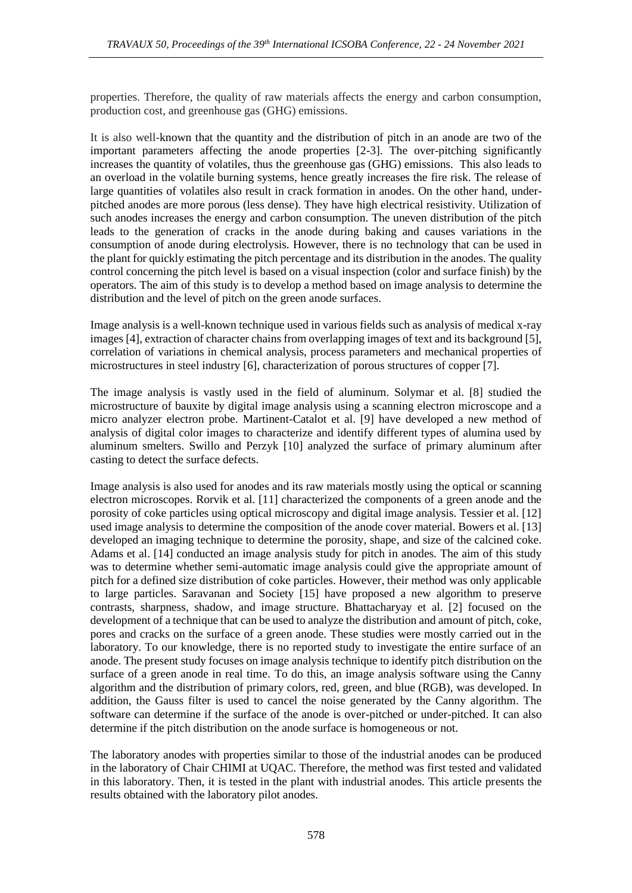properties. Therefore, the quality of raw materials affects the energy and carbon consumption, production cost, and greenhouse gas (GHG) emissions.

It is also well-known that the quantity and the distribution of pitch in an anode are two of the important parameters affecting the anode properties [2-3]. The over-pitching significantly increases the quantity of volatiles, thus the greenhouse gas (GHG) emissions. This also leads to an overload in the volatile burning systems, hence greatly increases the fire risk. The release of large quantities of volatiles also result in crack formation in anodes. On the other hand, under-pitched anodes are more porous (less dense). They have high electrical resistivity. Utilization of such anodes increases the energy and carbon consumption. The uneven distribution of the pitch leads to the generation of cracks in the anode during baking and causes variations in the consumption of anode during electrolysis. However, there is no technology that can be used in the plant for quickly estimating the pitch percentage and its distribution in the anodes. The quality control concerning the pitch level is based on a visual inspection (color and surface finish) by the operators. The aim of this study is to develop a method based on image analysis to determine the distribution and the level of pitch on the green anode surfaces.

Image analysis is a well-known technique used in various fields such as analysis of medical x-ray images [4], extraction of character chains from overlapping images of text and its background [5], correlation of variations in chemical analysis, process parameters and mechanical properties of microstructures in steel industry [6], characterization of porous structures of copper [7].

The image analysis is vastly used in the field of aluminum. Solymar et al. [8] studied the microstructure of bauxite by digital image analysis using a scanning electron microscope and a micro analyzer electron probe. Martinent-Catalot et al. [9] have developed a new method of analysis of digital color images to characterize and identify different types of alumina used by aluminum smelters. Swillo and Perzyk [10] analyzed the surface of primary aluminum after casting to detect the surface defects.

Image analysis is also used for anodes and its raw materials mostly using the optical or scanning electron microscopes. Rorvik et al. [11] characterized the components of a green anode and the porosity of coke particles using optical microscopy and digital image analysis. Tessier et al. [12] used image analysis to determine the composition of the anode cover material. Bowers et al. [13] developed an imaging technique to determine the porosity, shape, and size of the calcined coke. Adams et al. [14] conducted an image analysis study for pitch in anodes. The aim of this study was to determine whether semi-automatic image analysis could give the appropriate amount of pitch for a defined size distribution of coke particles. However, their method was only applicable to large particles. Saravanan and Society [15] have proposed a new algorithm to preserve contrasts, sharpness, shadow, and image structure. Bhattacharyay et al. [2] focused on the development of a technique that can be used to analyze the distribution and amount of pitch, coke, pores and cracks on the surface of a green anode. These studies were mostly carried out in the laboratory. To our knowledge, there is no reported study to investigate the entire surface of an anode. The present study focuses on image analysis technique to identify pitch distribution on the surface of a green anode in real time. To do this, an image analysis software using the Canny algorithm and the distribution of primary colors, red, green, and blue (RGB), was developed. In addition, the Gauss filter is used to cancel the noise generated by the Canny algorithm. The software can determine if the surface of the anode is over-pitched or under-pitched. It can also determine if the pitch distribution on the anode surface is homogeneous or not.

The laboratory anodes with properties similar to those of the industrial anodes can be produced in the laboratory of Chair CHIMI at UQAC. Therefore, the method was first tested and validated in this laboratory. Then, it is tested in the plant with industrial anodes. This article presents the results obtained with the laboratory pilot anodes.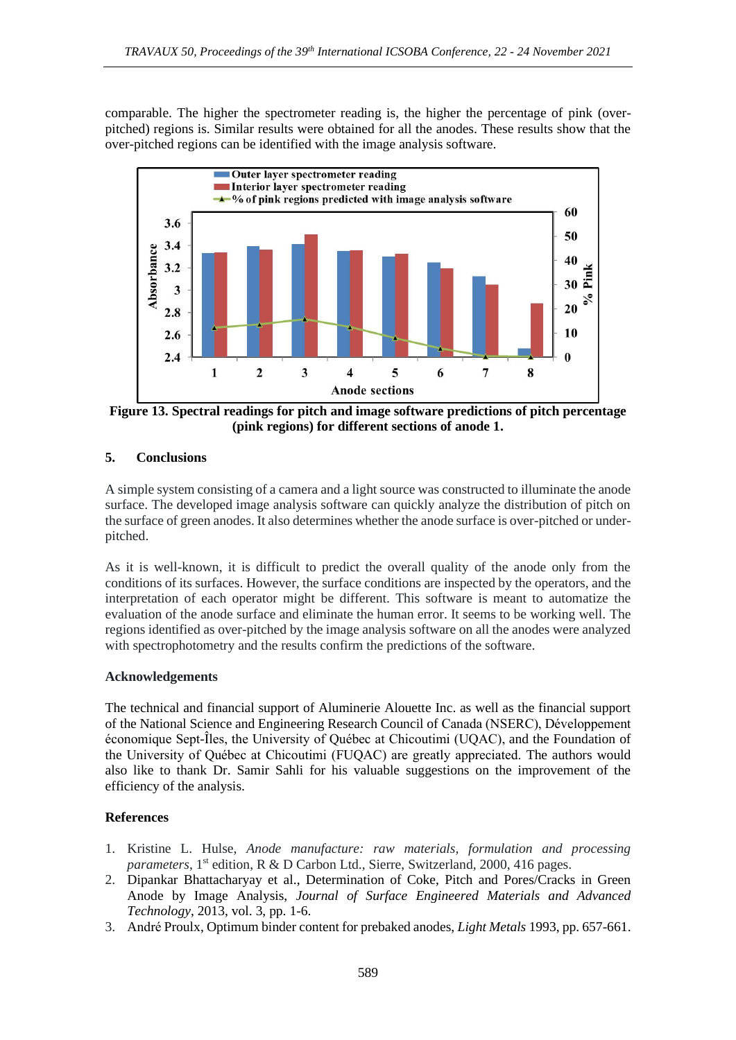comparable. The higher the spectrometer reading is, the higher the percentage of pink (over-pitched) regions is. Similar results were obtained for all the anodes. These results show that the over-pitched regions can be identified with the image analysis software.

**Figure 13. Spectral readings for pitch and image software predictions of pitch percentage (pink regions) for different sections of anode 1.**

## 5. Conclusions

A simple system consisting of a camera and a light source was constructed to illuminate the anode surface. The developed image analysis software can quickly analyze the distribution of pitch on the surface of green anodes. It also determines whether the anode surface is over-pitched or under-pitched.

As it is well-known, it is difficult to predict the overall quality of the anode only from the conditions of its surfaces. However, the surface conditions are inspected by the operators, and the interpretation of each operator might be different. This software is meant to automatize the evaluation of the anode surface and eliminate the human error. It seems to be working well. The regions identified as over-pitched by the image analysis software on all the anodes were analyzed with spectrophotometry and the results confirm the predictions of the software.

## Acknowledgements

The technical and financial support of Aluminerie Alouette Inc. as well as the financial support of the National Science and Engineering Research Council of Canada (NSERC), Développement économique Sept-Îles, the University of Québec at Chicoutimi (UQAC), and the Foundation of the University of Québec at Chicoutimi (FUQAC) are greatly appreciated. The authors would also like to thank Dr. Samir Sahli for his valuable suggestions on the improvement of the efficiency of the analysis.

## References

1. Kristine L. Hulse, *Anode manufacture: raw materials, formulation and processing parameters*, 1st edition, R & D Carbon Ltd., Sierre, Switzerland, 2000, 416 pages.
2. Dipankar Bhattacharyay et al., Determination of Coke, Pitch and Pores/Cracks in Green Anode by Image Analysis, *Journal of Surface Engineered Materials and Advanced Technology*, 2013, vol. 3, pp. 1-6.
3. André Proulx, Optimum binder content for prebaked anodes, *Light Metals* 1993, pp. 657-661.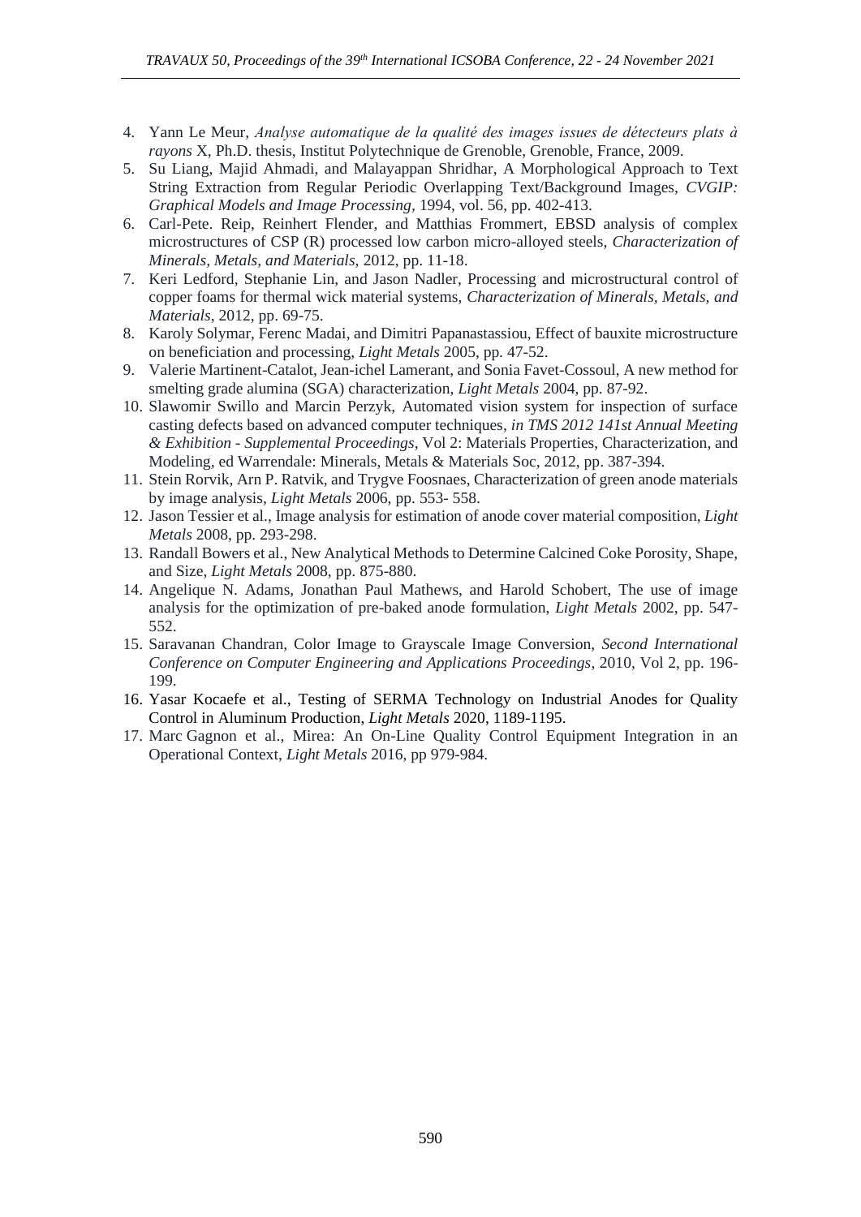4. Yann Le Meur, *Analyse automatique de la qualité des images issues de détecteurs plats à rayons* X, Ph.D. thesis, Institut Polytechnique de Grenoble, Grenoble, France, 2009.
5. Su Liang, Majid Ahmadi, and Malayappan Shridhar, A Morphological Approach to Text String Extraction from Regular Periodic Overlapping Text/Background Images, *CVGIP: Graphical Models and Image Processing*, 1994, vol. 56, pp. 402-413.
6. Carl-Pete. Reip, Reinhert Flender, and Matthias Frommert, EBSD analysis of complex microstructures of CSP (R) processed low carbon micro-alloyed steels, *Characterization of Minerals, Metals, and Materials,* 2012, pp. 11-18.
7. Keri Ledford, Stephanie Lin, and Jason Nadler, Processing and microstructural control of copper foams for thermal wick material systems, *Characterization of Minerals, Metals, and Materials*, 2012, pp. 69-75.
8. Karoly Solymar, Ferenc Madai, and Dimitri Papanastassiou, Effect of bauxite microstructure on beneficiation and processing, *Light Metals* 2005, pp. 47-52.
9. Valerie Martinent-Catalot, Jean-ichel Lamerant, and Sonia Favet-Cossoul, A new method for smelting grade alumina (SGA) characterization, *Light Metals* 2004, pp. 87-92.
10. Slawomir Swillo and Marcin Perzyk, Automated vision system for inspection of surface casting defects based on advanced computer techniques, *in TMS 2012 141st Annual Meeting & Exhibition - Supplemental Proceedings*, Vol 2: Materials Properties, Characterization, and Modeling, ed Warrendale: Minerals, Metals & Materials Soc, 2012, pp. 387-394.
11. Stein Rorvik, Arn P. Ratvik, and Trygve Foosnaes, Characterization of green anode materials by image analysis, *Light Metals* 2006, pp. 553- 558.
12. Jason Tessier et al., Image analysis for estimation of anode cover material composition, *Light Metals* 2008, pp. 293-298.
13. Randall Bowers et al., New Analytical Methods to Determine Calcined Coke Porosity, Shape, and Size, *Light Metals* 2008, pp. 875-880.
14. Angelique N. Adams, Jonathan Paul Mathews, and Harold Schobert, The use of image analysis for the optimization of pre-baked anode formulation, *Light Metals* 2002, pp. 547-552.
15. Saravanan Chandran, Color Image to Grayscale Image Conversion, *Second International Conference on Computer Engineering and Applications Proceedings*, 2010, Vol 2, pp. 196-199.
16. Yasar Kocaefe et al., Testing of SERMA Technology on Industrial Anodes for Quality Control in Aluminum Production, *Light Metals* 2020, 1189-1195.
17. Marc Gagnon et al., Mirea: An On-Line Quality Control Equipment Integration in an Operational Context, *Light Metals* 2016, pp 979-984.